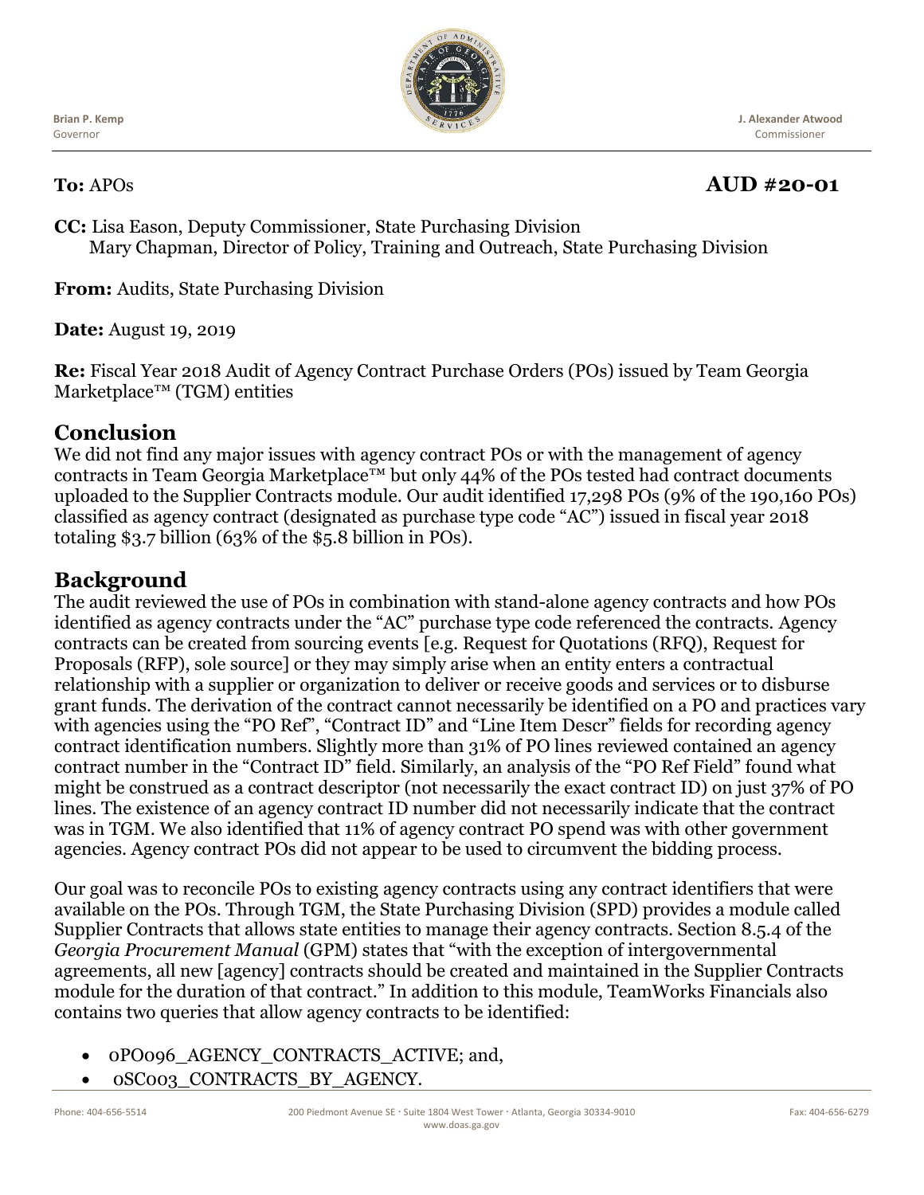Brian P. Kemp
Governor

J. Alexander Atwood
Commissioner

**To:** APOs **AUD #20-01**

**CC:** Lisa Eason, Deputy Commissioner, State Purchasing Division
Mary Chapman, Director of Policy, Training and Outreach, State Purchasing Division

**From:** Audits, State Purchasing Division

**Date:** August 19, 2019

**Re:** Fiscal Year 2018 Audit of Agency Contract Purchase Orders (POs) issued by Team Georgia Marketplace™ (TGM) entities

## Conclusion

We did not find any major issues with agency contract POs or with the management of agency contracts in Team Georgia Marketplace™ but only 44% of the POs tested had contract documents uploaded to the Supplier Contracts module. Our audit identified 17,298 POs (9% of the 190,160 POs) classified as agency contract (designated as purchase type code "AC") issued in fiscal year 2018 totaling $3.7 billion (63% of the $5.8 billion in POs).

## Background

The audit reviewed the use of POs in combination with stand-alone agency contracts and how POs identified as agency contracts under the "AC" purchase type code referenced the contracts. Agency contracts can be created from sourcing events [e.g. Request for Quotations (RFQ), Request for Proposals (RFP), sole source] or they may simply arise when an entity enters a contractual relationship with a supplier or organization to deliver or receive goods and services or to disburse grant funds. The derivation of the contract cannot necessarily be identified on a PO and practices vary with agencies using the "PO Ref", "Contract ID" and "Line Item Descr" fields for recording agency contract identification numbers. Slightly more than 31% of PO lines reviewed contained an agency contract number in the "Contract ID" field. Similarly, an analysis of the "PO Ref Field" found what might be construed as a contract descriptor (not necessarily the exact contract ID) on just 37% of PO lines. The existence of an agency contract ID number did not necessarily indicate that the contract was in TGM. We also identified that 11% of agency contract PO spend was with other government agencies. Agency contract POs did not appear to be used to circumvent the bidding process.

Our goal was to reconcile POs to existing agency contracts using any contract identifiers that were available on the POs. Through TGM, the State Purchasing Division (SPD) provides a module called Supplier Contracts that allows state entities to manage their agency contracts. Section 8.5.4 of the *Georgia Procurement Manual* (GPM) states that "with the exception of intergovernmental agreements, all new [agency] contracts should be created and maintained in the Supplier Contracts module for the duration of that contract." In addition to this module, TeamWorks Financials also contains two queries that allow agency contracts to be identified:

- 0PO096_AGENCY_CONTRACTS_ACTIVE; and,
- 0SC003_CONTRACTS_BY_AGENCY.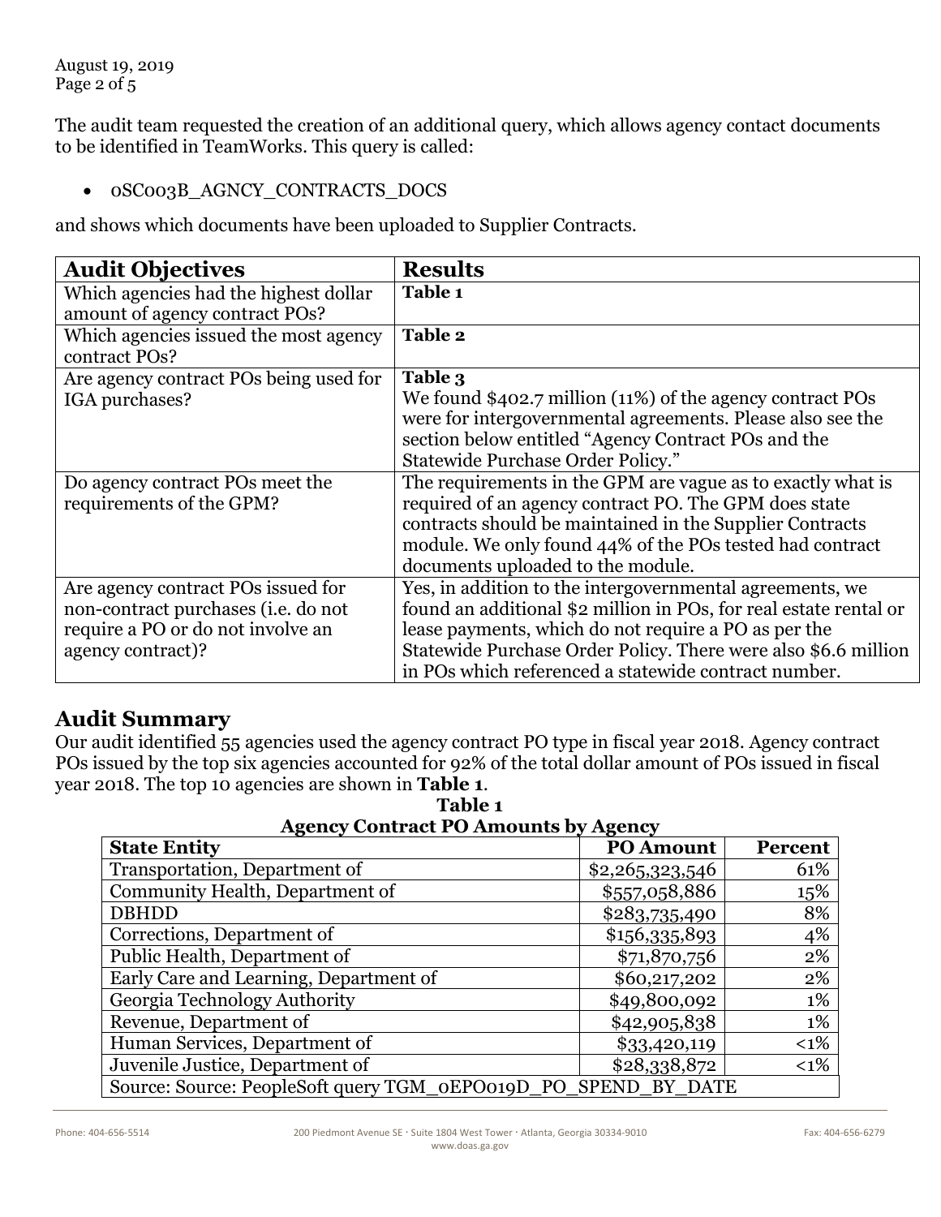The audit team requested the creation of an additional query, which allows agency contact documents to be identified in TeamWorks. This query is called:

- 0SC003B_AGNCY_CONTRACTS_DOCS

and shows which documents have been uploaded to Supplier Contracts.

| Audit Objectives | Results |
|---|---|
| Which agencies had the highest dollar amount of agency contract POs? | **Table 1** |
| Which agencies issued the most agency contract POs? | **Table 2** |
| Are agency contract POs being used for IGA purchases? | **Table 3** We found $402.7 million (11%) of the agency contract POs were for intergovernmental agreements. Please also see the section below entitled "Agency Contract POs and the Statewide Purchase Order Policy." |
| Do agency contract POs meet the requirements of the GPM? | The requirements in the GPM are vague as to exactly what is required of an agency contract PO. The GPM does state contracts should be maintained in the Supplier Contracts module. We only found 44% of the POs tested had contract documents uploaded to the module. |
| Are agency contract POs issued for non-contract purchases (i.e. do not require a PO or do not involve an agency contract)? | Yes, in addition to the intergovernmental agreements, we found an additional $2 million in POs, for real estate rental or lease payments, which do not require a PO as per the Statewide Purchase Order Policy. There were also $6.6 million in POs which referenced a statewide contract number. |

## Audit Summary

Our audit identified 55 agencies used the agency contract PO type in fiscal year 2018. Agency contract POs issued by the top six agencies accounted for 92% of the total dollar amount of POs issued in fiscal year 2018. The top 10 agencies are shown in **Table 1**.

**Table 1**
**Agency Contract PO Amounts by Agency**

| State Entity | PO Amount | Percent |
|---|---:|---:|
| Transportation, Department of | $2,265,323,546 | 61% |
| Community Health, Department of | $557,058,886 | 15% |
| DBHDD | $283,735,490 | 8% |
| Corrections, Department of | $156,335,893 | 4% |
| Public Health, Department of | $71,870,756 | 2% |
| Early Care and Learning, Department of | $60,217,202 | 2% |
| Georgia Technology Authority | $49,800,092 | 1% |
| Revenue, Department of | $42,905,838 | 1% |
| Human Services, Department of | $33,420,119 | <1% |
| Juvenile Justice, Department of | $28,338,872 | <1% |
| Source: Source: PeopleSoft query TGM_0EPO019D_PO_SPEND_BY_DATE | | |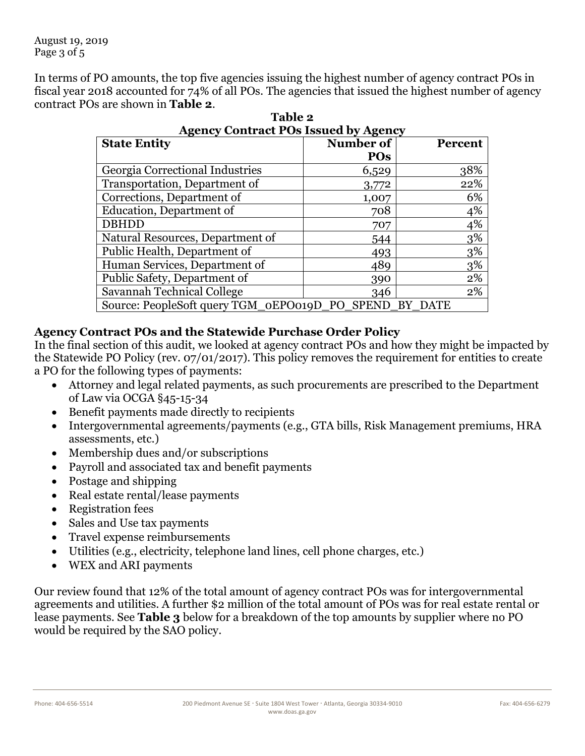In terms of PO amounts, the top five agencies issuing the highest number of agency contract POs in fiscal year 2018 accounted for 74% of all POs. The agencies that issued the highest number of agency contract POs are shown in **Table 2**.

**Table 2**
**Agency Contract POs Issued by Agency**

| State Entity | Number of POs | Percent |
|---|---:|---:|
| Georgia Correctional Industries | 6,529 | 38% |
| Transportation, Department of | 3,772 | 22% |
| Corrections, Department of | 1,007 | 6% |
| Education, Department of | 708 | 4% |
| DBHDD | 707 | 4% |
| Natural Resources, Department of | 544 | 3% |
| Public Health, Department of | 493 | 3% |
| Human Services, Department of | 489 | 3% |
| Public Safety, Department of | 390 | 2% |
| Savannah Technical College | 346 | 2% |
| Source: PeopleSoft query TGM_0EPO019D_PO_SPEND_BY_DATE | | |

### Agency Contract POs and the Statewide Purchase Order Policy

In the final section of this audit, we looked at agency contract POs and how they might be impacted by the Statewide PO Policy (rev. 07/01/2017). This policy removes the requirement for entities to create a PO for the following types of payments:

- Attorney and legal related payments, as such procurements are prescribed to the Department of Law via OCGA §45-15-34
- Benefit payments made directly to recipients
- Intergovernmental agreements/payments (e.g., GTA bills, Risk Management premiums, HRA assessments, etc.)
- Membership dues and/or subscriptions
- Payroll and associated tax and benefit payments
- Postage and shipping
- Real estate rental/lease payments
- Registration fees
- Sales and Use tax payments
- Travel expense reimbursements
- Utilities (e.g., electricity, telephone land lines, cell phone charges, etc.)
- WEX and ARI payments

Our review found that 12% of the total amount of agency contract POs was for intergovernmental agreements and utilities. A further $2 million of the total amount of POs was for real estate rental or lease payments. See **Table 3** below for a breakdown of the top amounts by supplier where no PO would be required by the SAO policy.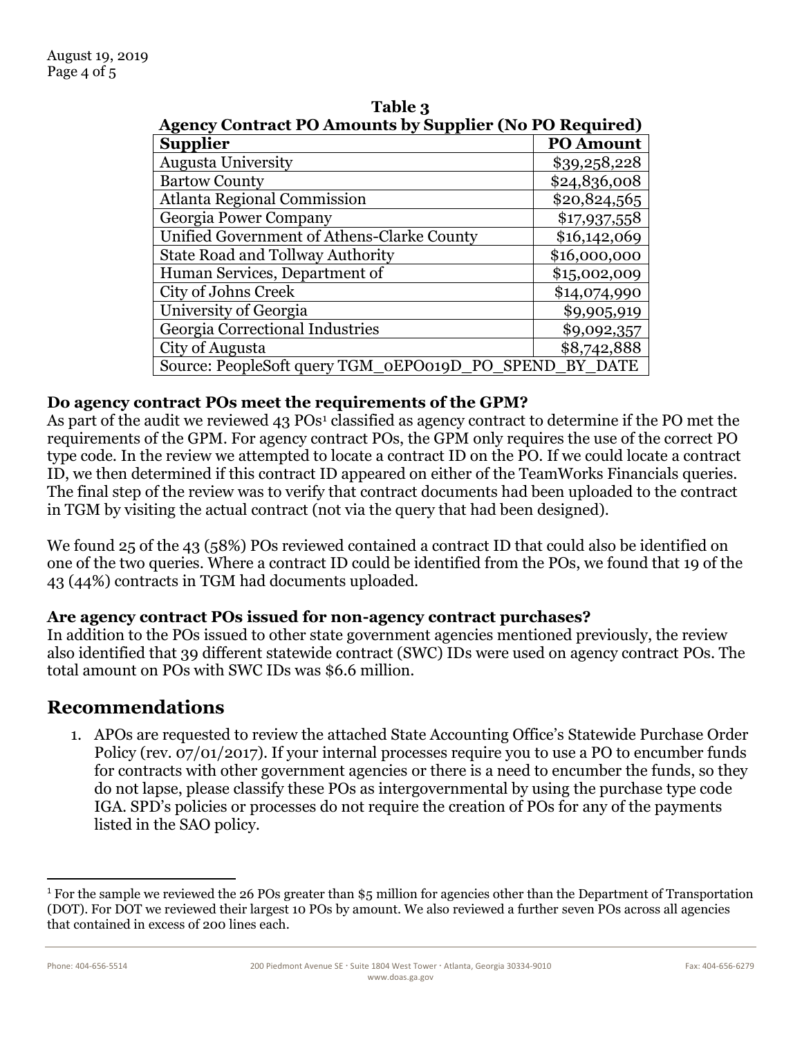**Table 3**
**Agency Contract PO Amounts by Supplier (No PO Required)**

| Supplier | PO Amount |
|---|---|
| Augusta University | $39,258,228 |
| Bartow County | $24,836,008 |
| Atlanta Regional Commission | $20,824,565 |
| Georgia Power Company | $17,937,558 |
| Unified Government of Athens-Clarke County | $16,142,069 |
| State Road and Tollway Authority | $16,000,000 |
| Human Services, Department of | $15,002,009 |
| City of Johns Creek | $14,074,990 |
| University of Georgia | $9,905,919 |
| Georgia Correctional Industries | $9,092,357 |
| City of Augusta | $8,742,888 |
| Source: PeopleSoft query TGM_0EPO019D_PO_SPEND_BY_DATE | |

### Do agency contract POs meet the requirements of the GPM?

As part of the audit we reviewed 43 POs[1] classified as agency contract to determine if the PO met the requirements of the GPM. For agency contract POs, the GPM only requires the use of the correct PO type code. In the review we attempted to locate a contract ID on the PO. If we could locate a contract ID, we then determined if this contract ID appeared on either of the TeamWorks Financials queries. The final step of the review was to verify that contract documents had been uploaded to the contract in TGM by visiting the actual contract (not via the query that had been designed).

We found 25 of the 43 (58%) POs reviewed contained a contract ID that could also be identified on one of the two queries. Where a contract ID could be identified from the POs, we found that 19 of the 43 (44%) contracts in TGM had documents uploaded.

### Are agency contract POs issued for non-agency contract purchases?

In addition to the POs issued to other state government agencies mentioned previously, the review also identified that 39 different statewide contract (SWC) IDs were used on agency contract POs. The total amount on POs with SWC IDs was $6.6 million.

## Recommendations

1. APOs are requested to review the attached State Accounting Office's Statewide Purchase Order Policy (rev. 07/01/2017). If your internal processes require you to use a PO to encumber funds for contracts with other government agencies or there is a need to encumber the funds, so they do not lapse, please classify these POs as intergovernmental by using the purchase type code IGA. SPD's policies or processes do not require the creation of POs for any of the payments listed in the SAO policy.

---

[1] For the sample we reviewed the 26 POs greater than $5 million for agencies other than the Department of Transportation (DOT). For DOT we reviewed their largest 10 POs by amount. We also reviewed a further seven POs across all agencies that contained in excess of 200 lines each.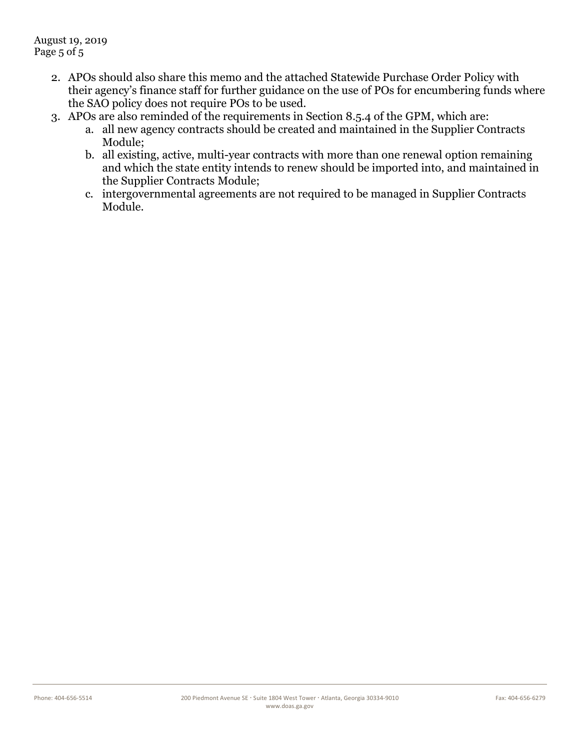2. APOs should also share this memo and the attached Statewide Purchase Order Policy with their agency's finance staff for further guidance on the use of POs for encumbering funds where the SAO policy does not require POs to be used.
3. APOs are also reminded of the requirements in Section 8.5.4 of the GPM, which are:
    a. all new agency contracts should be created and maintained in the Supplier Contracts Module;
    b. all existing, active, multi-year contracts with more than one renewal option remaining and which the state entity intends to renew should be imported into, and maintained in the Supplier Contracts Module;
    c. intergovernmental agreements are not required to be managed in Supplier Contracts Module.